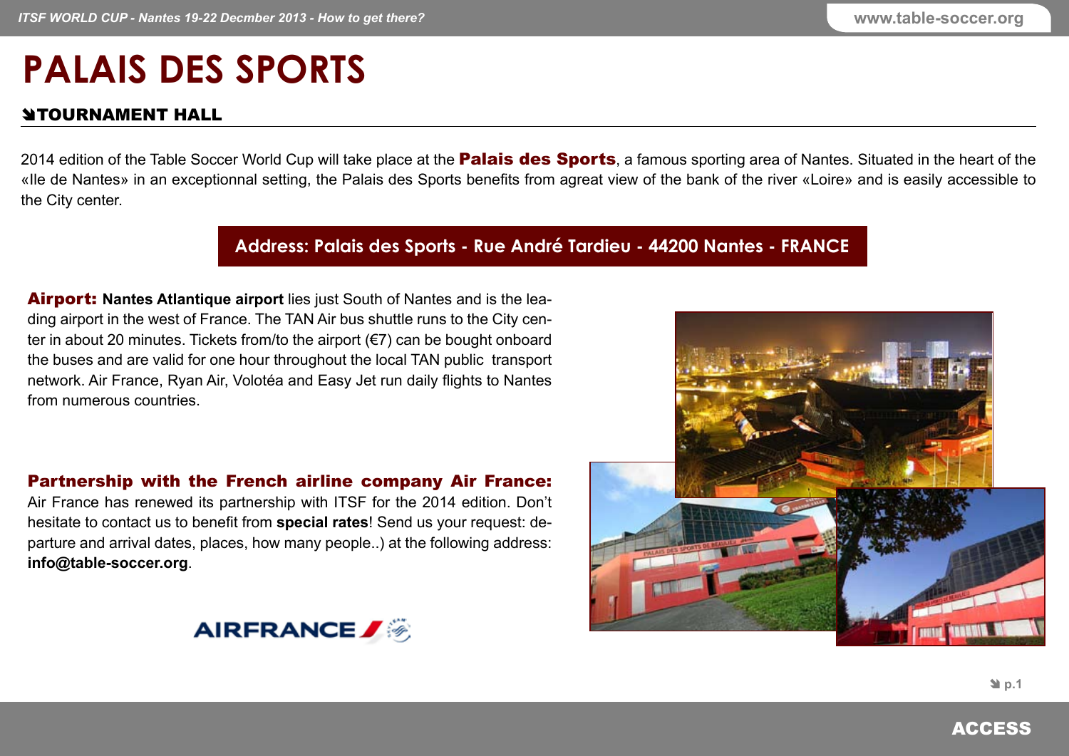# PALAIS DES SPORTS

## TOURNAMENT HALL

2014 edition of the Table Soccer World Cup will take place at the **Palais des Sports**, a famous sporting area of Nantes. Situated in the heart of the «Ile de Nantes» in an exceptionnal setting, the Palais des Sports benefits from agreat view of the bank of the river «Loire» and is easily accessible to the City center.

**Address: Palais des Sports - Rue André Tardieu - 44200 Nantes - FRANCE**

**Airport:** **Nantes Atlantique airport** lies just South of Nantes and is the leading airport in the west of France. The TAN Air bus shuttle runs to the City center in about 20 minutes. Tickets from/to the airport (€7) can be bought onboard the buses and are valid for one hour throughout the local TAN public transport network. Air France, Ryan Air, Volotéa and Easy Jet run daily flights to Nantes from numerous countries.

**Partnership with the French airline company Air France:**
Air France has renewed its partnership with ITSF for the 2014 edition. Don't hesitate to contact us to benefit from **special rates**! Send us your request: departure and arrival dates, places, how many people..) at the following address: **info@table-soccer.org**.

AIRFRANCE

ACCESS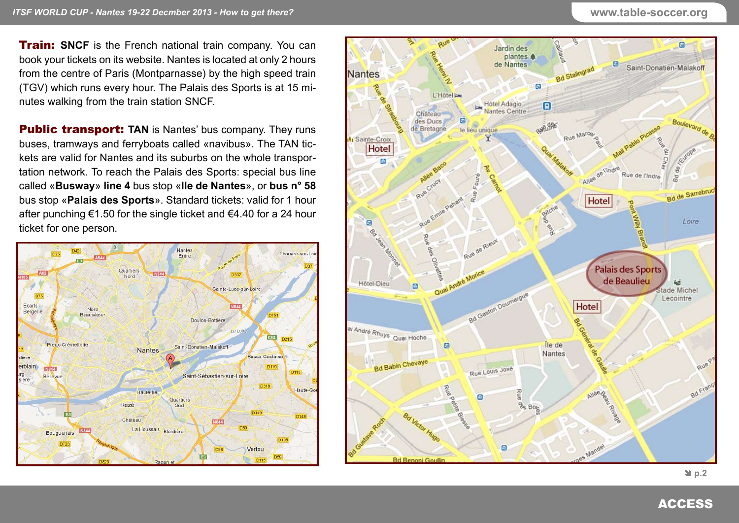**Train:** **SNCF** is the French national train company. You can book your tickets on its website. Nantes is located at only 2 hours from the centre of Paris (Montparnasse) by the high speed train (TGV) which runs every hour. The Palais des Sports is at 15 minutes walking from the train station SNCF.

**Public transport:** **TAN** is Nantes' bus company. They runs buses, tramways and ferryboats called «navibus». The TAN tickets are valid for Nantes and its suburbs on the whole transportation network. To reach the Palais des Sports: special bus line called «**Busway**» **line 4** bus stop «**Ile de Nantes**», or **bus n° 58** bus stop «**Palais des Sports**». Standard tickets: valid for 1 hour after punching €1.50 for the single ticket and €4.40 for a 24 hour ticket for one person.

Hotel

Hotel

Palais des Sports de Beaulieu

Hotel

ACCESS